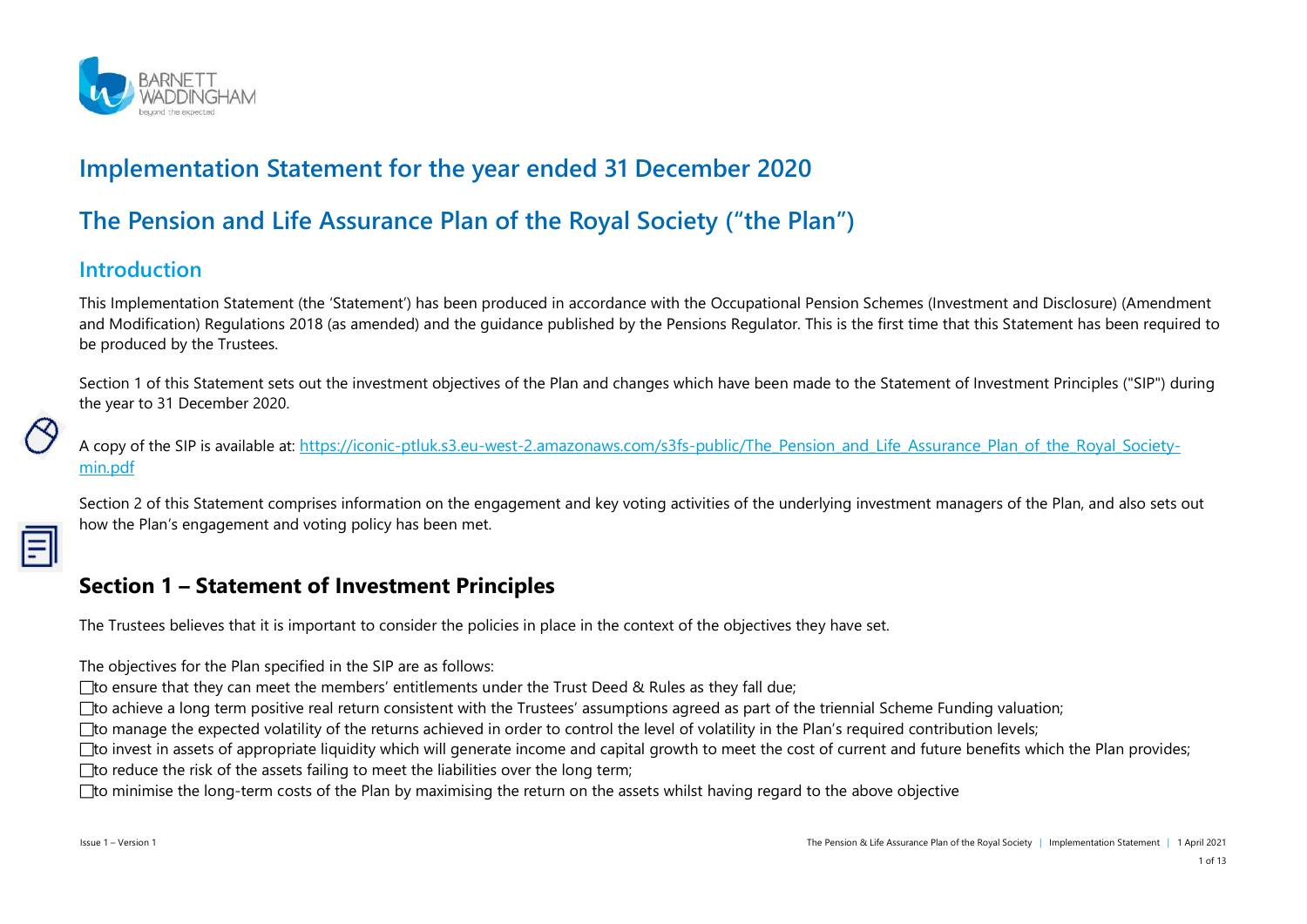# Implementation Statement for the year ended 31 December 2020

# The Pension and Life Assurance Plan of the Royal Society ("the Plan")

## Introduction

This Implementation Statement (the 'Statement') has been produced in accordance with the Occupational Pension Schemes (Investment and Disclosure) (Amendment and Modification) Regulations 2018 (as amended) and the guidance published by the Pensions Regulator. This is the first time that this Statement has been required to be produced by the Trustees.

Section 1 of this Statement sets out the investment objectives of the Plan and changes which have been made to the Statement of Investment Principles ("SIP") during the year to 31 December 2020.

A copy of the SIP is available at: https://iconic-ptluk.s3.eu-west-2.amazonaws.com/s3fs-public/The_Pension_and_Life_Assurance_Plan_of_the_Royal_Society-min.pdf

Section 2 of this Statement comprises information on the engagement and key voting activities of the underlying investment managers of the Plan, and also sets out how the Plan's engagement and voting policy has been met.

## Section 1 – Statement of Investment Principles

The Trustees believes that it is important to consider the policies in place in the context of the objectives they have set.

The objectives for the Plan specified in the SIP are as follows:

- to ensure that they can meet the members' entitlements under the Trust Deed & Rules as they fall due;
- to achieve a long term positive real return consistent with the Trustees' assumptions agreed as part of the triennial Scheme Funding valuation;
- to manage the expected volatility of the returns achieved in order to control the level of volatility in the Plan's required contribution levels;
- to invest in assets of appropriate liquidity which will generate income and capital growth to meet the cost of current and future benefits which the Plan provides;
- to reduce the risk of the assets failing to meet the liabilities over the long term;
- to minimise the long-term costs of the Plan by maximising the return on the assets whilst having regard to the above objective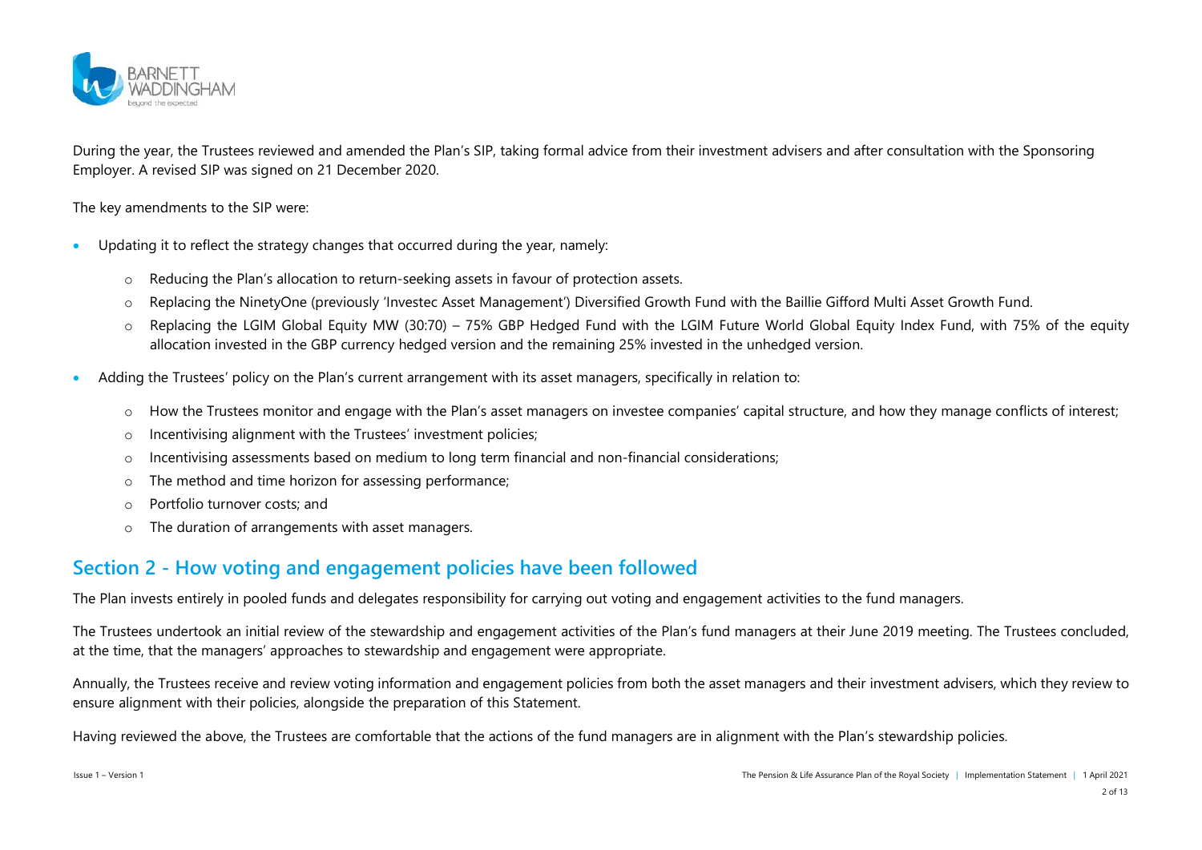During the year, the Trustees reviewed and amended the Plan's SIP, taking formal advice from their investment advisers and after consultation with the Sponsoring Employer. A revised SIP was signed on 21 December 2020.

The key amendments to the SIP were:

- Updating it to reflect the strategy changes that occurred during the year, namely:
  - Reducing the Plan's allocation to return-seeking assets in favour of protection assets.
  - Replacing the NinetyOne (previously 'Investec Asset Management') Diversified Growth Fund with the Baillie Gifford Multi Asset Growth Fund.
  - Replacing the LGIM Global Equity MW (30:70) – 75% GBP Hedged Fund with the LGIM Future World Global Equity Index Fund, with 75% of the equity allocation invested in the GBP currency hedged version and the remaining 25% invested in the unhedged version.
- Adding the Trustees' policy on the Plan's current arrangement with its asset managers, specifically in relation to:
  - How the Trustees monitor and engage with the Plan's asset managers on investee companies' capital structure, and how they manage conflicts of interest;
  - Incentivising alignment with the Trustees' investment policies;
  - Incentivising assessments based on medium to long term financial and non-financial considerations;
  - The method and time horizon for assessing performance;
  - Portfolio turnover costs; and
  - The duration of arrangements with asset managers.

## Section 2 - How voting and engagement policies have been followed

The Plan invests entirely in pooled funds and delegates responsibility for carrying out voting and engagement activities to the fund managers.

The Trustees undertook an initial review of the stewardship and engagement activities of the Plan's fund managers at their June 2019 meeting. The Trustees concluded, at the time, that the managers' approaches to stewardship and engagement were appropriate.

Annually, the Trustees receive and review voting information and engagement policies from both the asset managers and their investment advisers, which they review to ensure alignment with their policies, alongside the preparation of this Statement.

Having reviewed the above, the Trustees are comfortable that the actions of the fund managers are in alignment with the Plan's stewardship policies.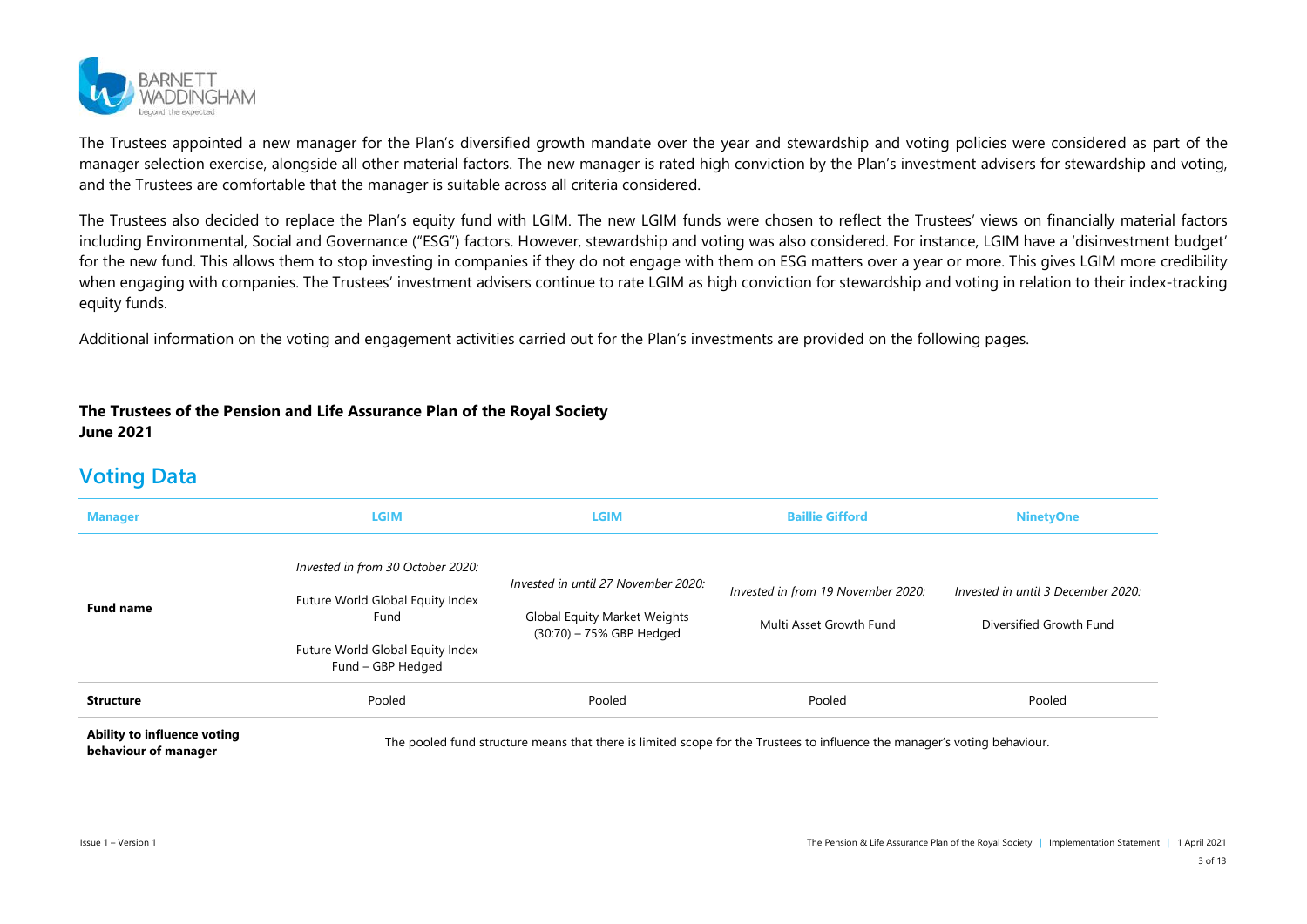The Trustees appointed a new manager for the Plan's diversified growth mandate over the year and stewardship and voting policies were considered as part of the manager selection exercise, alongside all other material factors. The new manager is rated high conviction by the Plan's investment advisers for stewardship and voting, and the Trustees are comfortable that the manager is suitable across all criteria considered.

The Trustees also decided to replace the Plan's equity fund with LGIM. The new LGIM funds were chosen to reflect the Trustees' views on financially material factors including Environmental, Social and Governance ("ESG") factors. However, stewardship and voting was also considered. For instance, LGIM have a 'disinvestment budget' for the new fund. This allows them to stop investing in companies if they do not engage with them on ESG matters over a year or more. This gives LGIM more credibility when engaging with companies. The Trustees' investment advisers continue to rate LGIM as high conviction for stewardship and voting in relation to their index-tracking equity funds.

Additional information on the voting and engagement activities carried out for the Plan's investments are provided on the following pages.

**The Trustees of the Pension and Life Assurance Plan of the Royal Society**
**June 2021**

## Voting Data

| Manager | LGIM | LGIM | Baillie Gifford | NinetyOne |
|---|---|---|---|---|
| **Fund name** | *Invested in from 30 October 2020:* Future World Global Equity Index Fund; Future World Global Equity Index Fund – GBP Hedged | *Invested in until 27 November 2020:* Global Equity Market Weights (30:70) – 75% GBP Hedged | *Invested in from 19 November 2020:* Multi Asset Growth Fund | *Invested in until 3 December 2020:* Diversified Growth Fund |
| **Structure** | Pooled | Pooled | Pooled | Pooled |
| **Ability to influence voting behaviour of manager** | The pooled fund structure means that there is limited scope for the Trustees to influence the manager's voting behaviour. | | | |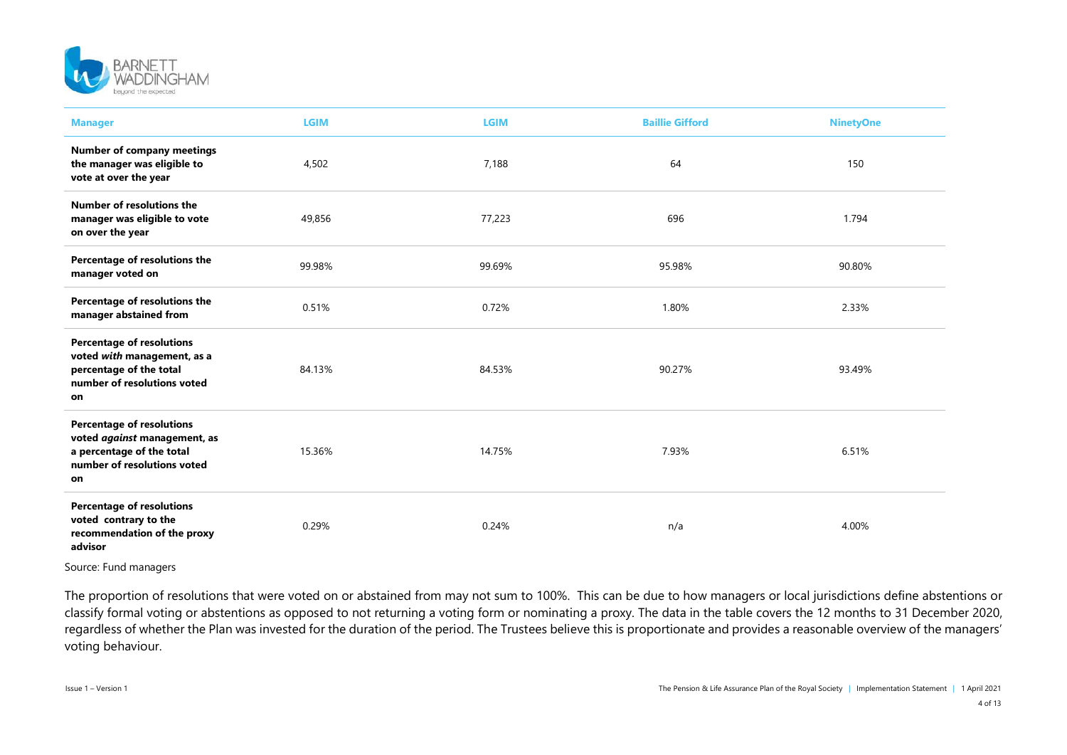| Manager | LGIM | LGIM | Baillie Gifford | NinetyOne |
|---|---|---|---|---|
| **Number of company meetings the manager was eligible to vote at over the year** | 4,502 | 7,188 | 64 | 150 |
| **Number of resolutions the manager was eligible to vote on over the year** | 49,856 | 77,223 | 696 | 1.794 |
| **Percentage of resolutions the manager voted on** | 99.98% | 99.69% | 95.98% | 90.80% |
| **Percentage of resolutions the manager abstained from** | 0.51% | 0.72% | 1.80% | 2.33% |
| **Percentage of resolutions voted *with* management, as a percentage of the total number of resolutions voted on** | 84.13% | 84.53% | 90.27% | 93.49% |
| **Percentage of resolutions voted *against* management, as a percentage of the total number of resolutions voted on** | 15.36% | 14.75% | 7.93% | 6.51% |
| **Percentage of resolutions voted contrary to the recommendation of the proxy advisor** | 0.29% | 0.24% | n/a | 4.00% |

Source: Fund managers

The proportion of resolutions that were voted on or abstained from may not sum to 100%. This can be due to how managers or local jurisdictions define abstentions or classify formal voting or abstentions as opposed to not returning a voting form or nominating a proxy. The data in the table covers the 12 months to 31 December 2020, regardless of whether the Plan was invested for the duration of the period. The Trustees believe this is proportionate and provides a reasonable overview of the managers' voting behaviour.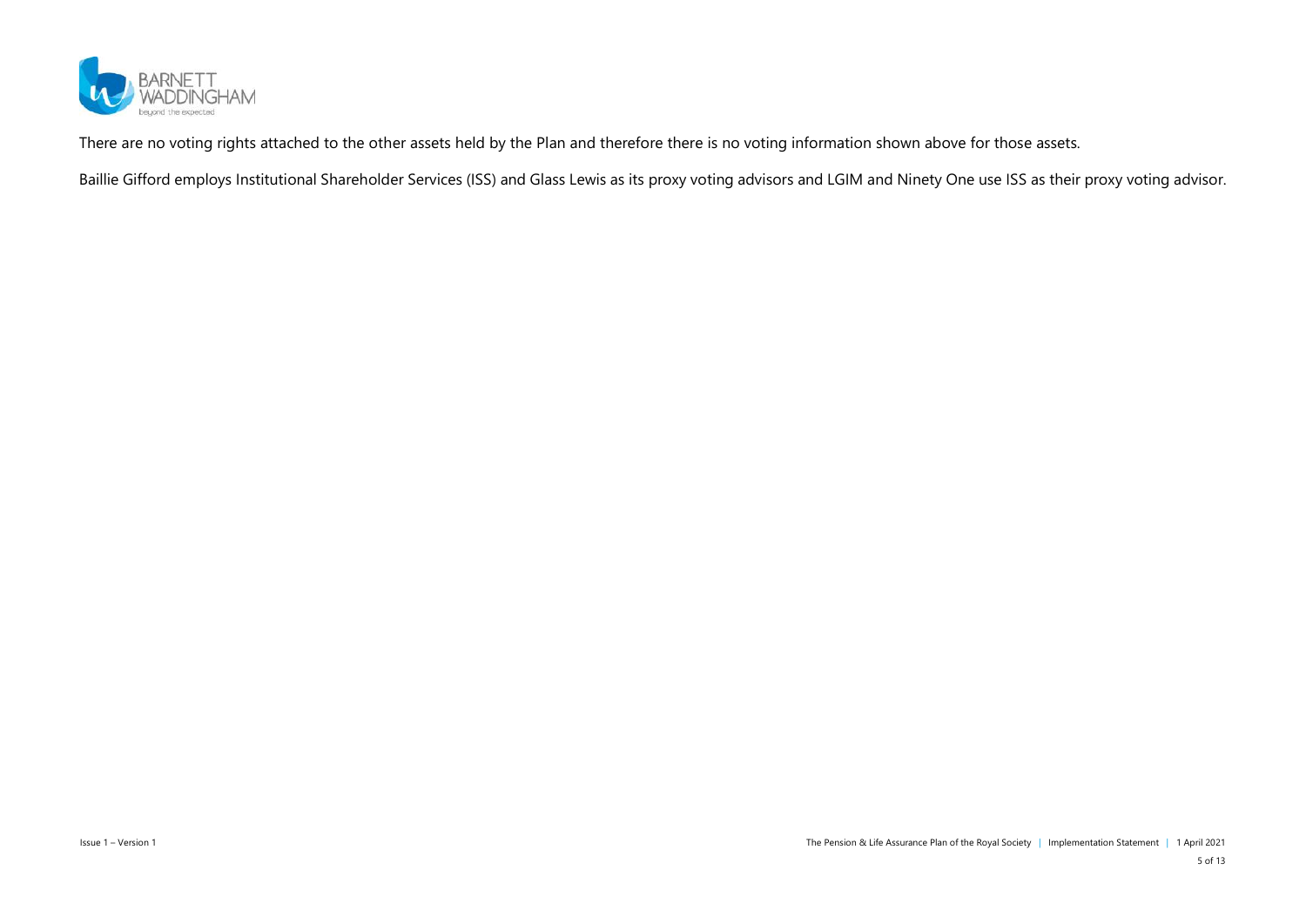There are no voting rights attached to the other assets held by the Plan and therefore there is no voting information shown above for those assets.

Baillie Gifford employs Institutional Shareholder Services (ISS) and Glass Lewis as its proxy voting advisors and LGIM and Ninety One use ISS as their proxy voting advisor.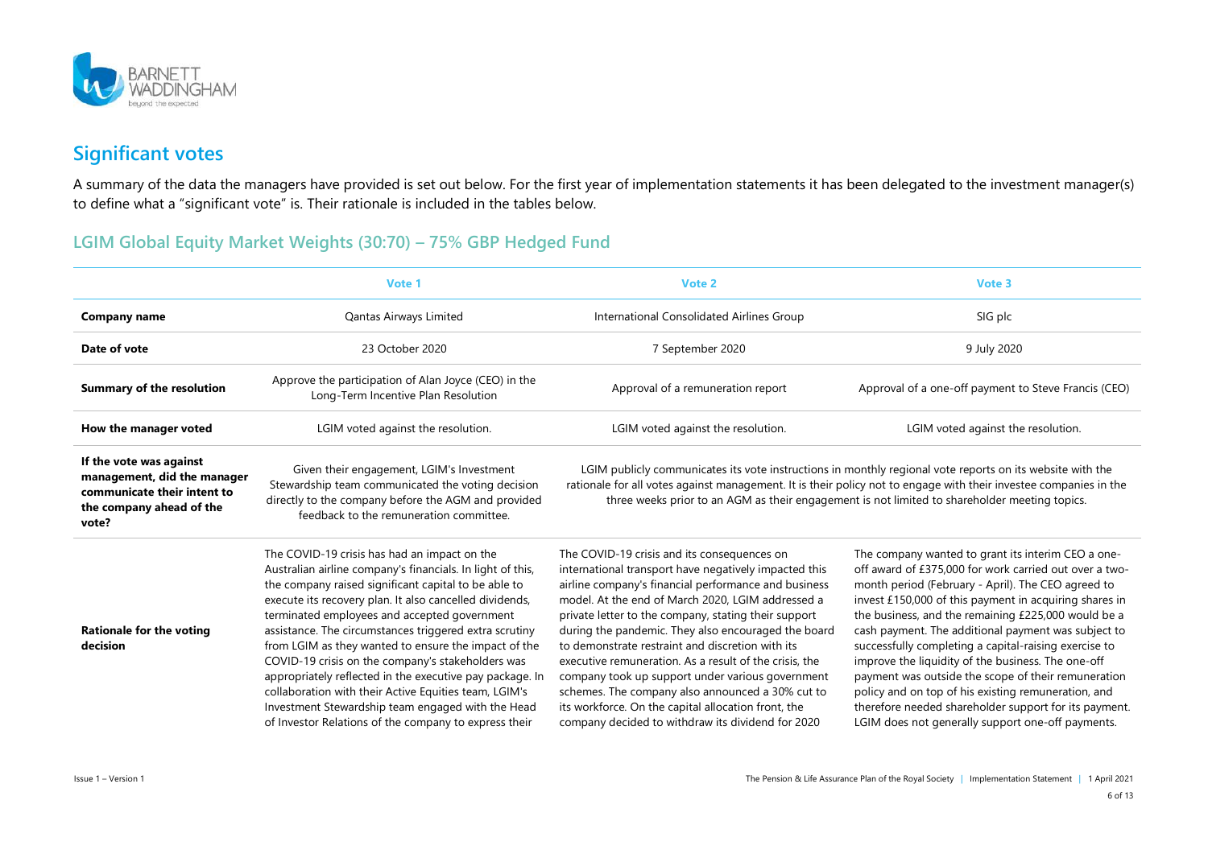## Significant votes

A summary of the data the managers have provided is set out below. For the first year of implementation statements it has been delegated to the investment manager(s) to define what a "significant vote" is. Their rationale is included in the tables below.

### LGIM Global Equity Market Weights (30:70) – 75% GBP Hedged Fund

| | Vote 1 | Vote 2 | Vote 3 |
|---|---|---|---|
| **Company name** | Qantas Airways Limited | International Consolidated Airlines Group | SIG plc |
| **Date of vote** | 23 October 2020 | 7 September 2020 | 9 July 2020 |
| **Summary of the resolution** | Approve the participation of Alan Joyce (CEO) in the Long-Term Incentive Plan Resolution | Approval of a remuneration report | Approval of a one-off payment to Steve Francis (CEO) |
| **How the manager voted** | LGIM voted against the resolution. | LGIM voted against the resolution. | LGIM voted against the resolution. |
| **If the vote was against management, did the manager communicate their intent to the company ahead of the vote?** | Given their engagement, LGIM's Investment Stewardship team communicated the voting decision directly to the company before the AGM and provided feedback to the remuneration committee. | LGIM publicly communicates its vote instructions in monthly regional vote reports on its website with the rationale for all votes against management. It is their policy not to engage with their investee companies in the three weeks prior to an AGM as their engagement is not limited to shareholder meeting topics. | |
| **Rationale for the voting decision** | The COVID-19 crisis has had an impact on the Australian airline company's financials. In light of this, the company raised significant capital to be able to execute its recovery plan. It also cancelled dividends, terminated employees and accepted government assistance. The circumstances triggered extra scrutiny from LGIM as they wanted to ensure the impact of the COVID-19 crisis on the company's stakeholders was appropriately reflected in the executive pay package. In collaboration with their Active Equities team, LGIM's Investment Stewardship team engaged with the Head of Investor Relations of the company to express their | The COVID-19 crisis and its consequences on international transport have negatively impacted this airline company's financial performance and business model. At the end of March 2020, LGIM addressed a private letter to the company, stating their support during the pandemic. They also encouraged the board to demonstrate restraint and discretion with its executive remuneration. As a result of the crisis, the company took up support under various government schemes. The company also announced a 30% cut to its workforce. On the capital allocation front, the company decided to withdraw its dividend for 2020 | The company wanted to grant its interim CEO a one-off award of £375,000 for work carried out over a two-month period (February - April). The CEO agreed to invest £150,000 of this payment in acquiring shares in the business, and the remaining £225,000 would be a cash payment. The additional payment was subject to successfully completing a capital-raising exercise to improve the liquidity of the business. The one-off payment was outside the scope of their remuneration policy and on top of his existing remuneration, and therefore needed shareholder support for its payment. LGIM does not generally support one-off payments. |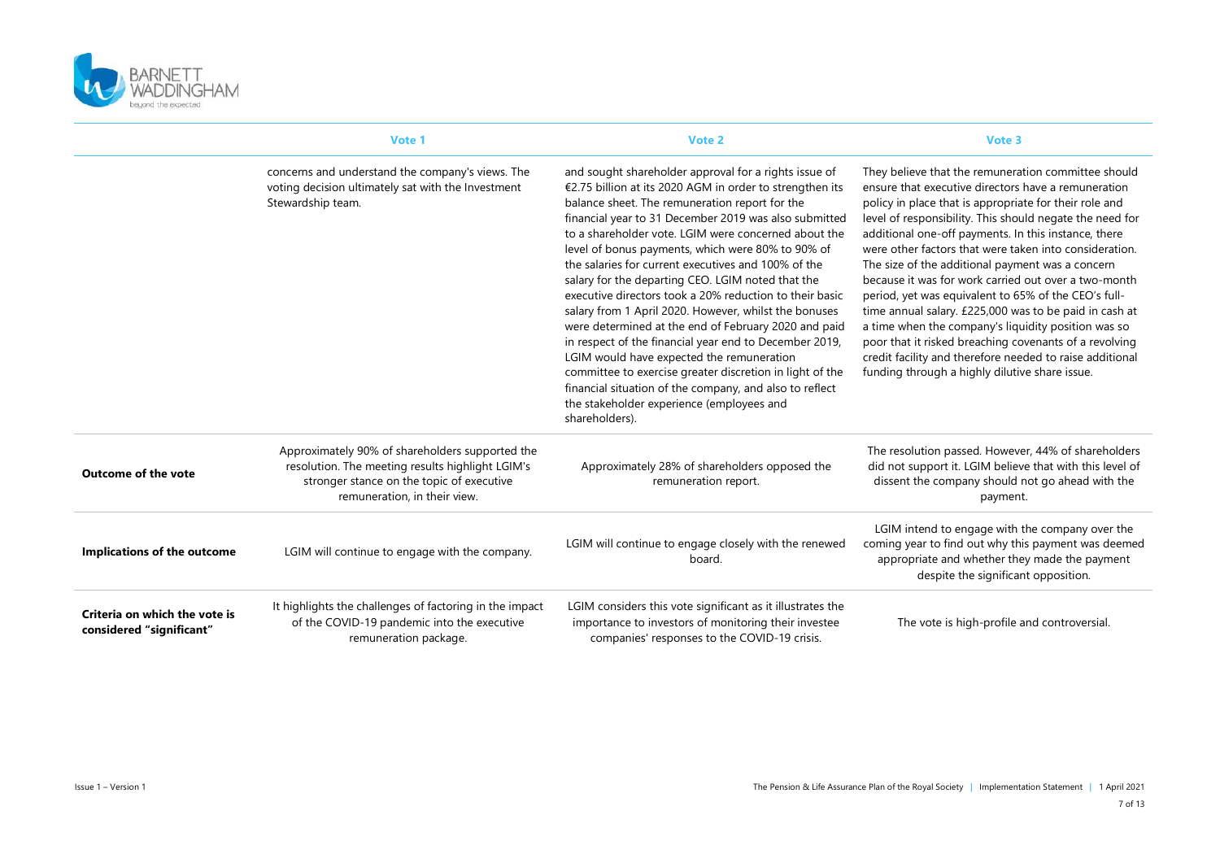| | Vote 1 | Vote 2 | Vote 3 |
|---|---|---|---|
| | concerns and understand the company's views. The voting decision ultimately sat with the Investment Stewardship team. | and sought shareholder approval for a rights issue of €2.75 billion at its 2020 AGM in order to strengthen its balance sheet. The remuneration report for the financial year to 31 December 2019 was also submitted to a shareholder vote. LGIM were concerned about the level of bonus payments, which were 80% to 90% of the salaries for current executives and 100% of the salary for the departing CEO. LGIM noted that the executive directors took a 20% reduction to their basic salary from 1 April 2020. However, whilst the bonuses were determined at the end of February 2020 and paid in respect of the financial year end to December 2019, LGIM would have expected the remuneration committee to exercise greater discretion in light of the financial situation of the company, and also to reflect the stakeholder experience (employees and shareholders). | They believe that the remuneration committee should ensure that executive directors have a remuneration policy in place that is appropriate for their role and level of responsibility. This should negate the need for additional one-off payments. In this instance, there were other factors that were taken into consideration. The size of the additional payment was a concern because it was for work carried out over a two-month period, yet was equivalent to 65% of the CEO's full-time annual salary. £225,000 was to be paid in cash at a time when the company's liquidity position was so poor that it risked breaching covenants of a revolving credit facility and therefore needed to raise additional funding through a highly dilutive share issue. |
| **Outcome of the vote** | Approximately 90% of shareholders supported the resolution. The meeting results highlight LGIM's stronger stance on the topic of executive remuneration, in their view. | Approximately 28% of shareholders opposed the remuneration report. | The resolution passed. However, 44% of shareholders did not support it. LGIM believe that with this level of dissent the company should not go ahead with the payment. |
| **Implications of the outcome** | LGIM will continue to engage with the company. | LGIM will continue to engage closely with the renewed board. | LGIM intend to engage with the company over the coming year to find out why this payment was deemed appropriate and whether they made the payment despite the significant opposition. |
| **Criteria on which the vote is considered "significant"** | It highlights the challenges of factoring in the impact of the COVID-19 pandemic into the executive remuneration package. | LGIM considers this vote significant as it illustrates the importance to investors of monitoring their investee companies' responses to the COVID-19 crisis. | The vote is high-profile and controversial. |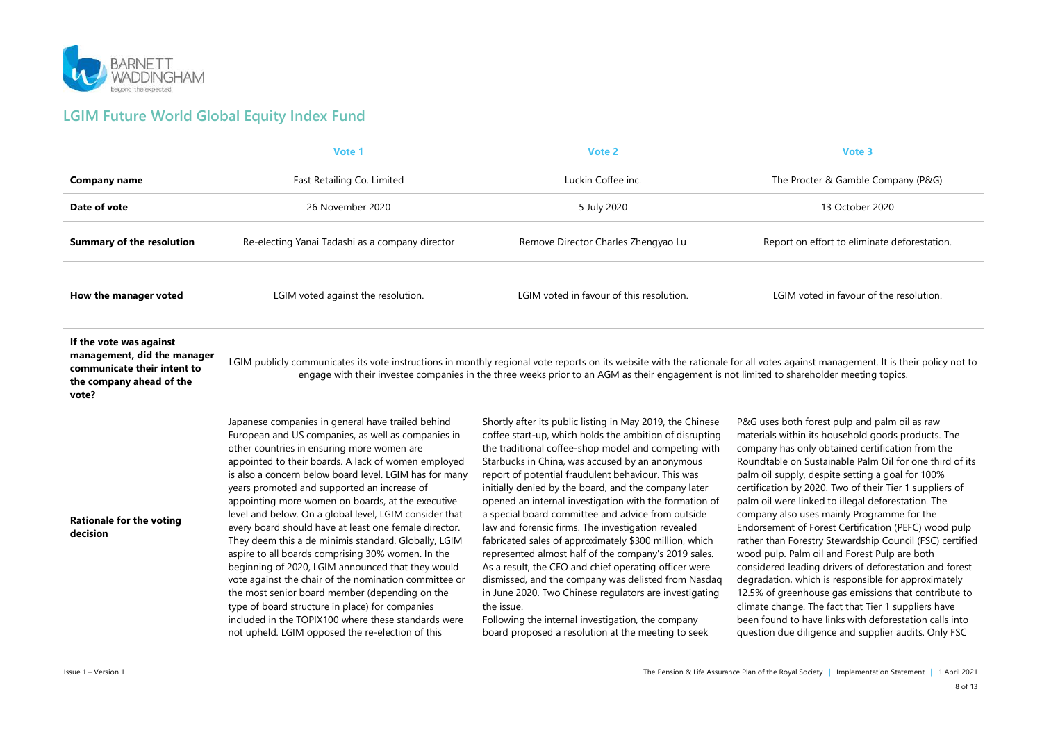## LGIM Future World Global Equity Index Fund

| | Vote 1 | Vote 2 | Vote 3 |
|---|---|---|---|
| **Company name** | Fast Retailing Co. Limited | Luckin Coffee inc. | The Procter & Gamble Company (P&G) |
| **Date of vote** | 26 November 2020 | 5 July 2020 | 13 October 2020 |
| **Summary of the resolution** | Re-electing Yanai Tadashi as a company director | Remove Director Charles Zhengyao Lu | Report on effort to eliminate deforestation. |
| **How the manager voted** | LGIM voted against the resolution. | LGIM voted in favour of this resolution. | LGIM voted in favour of the resolution. |
| **If the vote was against management, did the manager communicate their intent to the company ahead of the vote?** | LGIM publicly communicates its vote instructions in monthly regional vote reports on its website with the rationale for all votes against management. It is their policy not to engage with their investee companies in the three weeks prior to an AGM as their engagement is not limited to shareholder meeting topics. | | |
| **Rationale for the voting decision** | Japanese companies in general have trailed behind European and US companies, as well as companies in other countries in ensuring more women are appointed to their boards. A lack of women employed is also a concern below board level. LGIM has for many years promoted and supported an increase of appointing more women on boards, at the executive level and below. On a global level, LGIM consider that every board should have at least one female director. They deem this a de minimis standard. Globally, LGIM aspire to all boards comprising 30% women. In the beginning of 2020, LGIM announced that they would vote against the chair of the nomination committee or the most senior board member (depending on the type of board structure in place) for companies included in the TOPIX100 where these standards were not upheld. LGIM opposed the re-election of this | Shortly after its public listing in May 2019, the Chinese coffee start-up, which holds the ambition of disrupting the traditional coffee-shop model and competing with Starbucks in China, was accused by an anonymous report of potential fraudulent behaviour. This was initially denied by the board, and the company later opened an internal investigation with the formation of a special board committee and advice from outside law and forensic firms. The investigation revealed fabricated sales of approximately $300 million, which represented almost half of the company's 2019 sales. As a result, the CEO and chief operating officer were dismissed, and the company was delisted from Nasdaq in June 2020. Two Chinese regulators are investigating the issue.<br>Following the internal investigation, the company board proposed a resolution at the meeting to seek | P&G uses both forest pulp and palm oil as raw materials within its household goods products. The company has only obtained certification from the Roundtable on Sustainable Palm Oil for one third of its palm oil supply, despite setting a goal for 100% certification by 2020. Two of their Tier 1 suppliers of palm oil were linked to illegal deforestation. The company also uses mainly Programme for the Endorsement of Forest Certification (PEFC) wood pulp rather than Forestry Stewardship Council (FSC) certified wood pulp. Palm oil and Forest Pulp are both considered leading drivers of deforestation and forest degradation, which is responsible for approximately 12.5% of greenhouse gas emissions that contribute to climate change. The fact that Tier 1 suppliers have been found to have links with deforestation calls into question due diligence and supplier audits. Only FSC |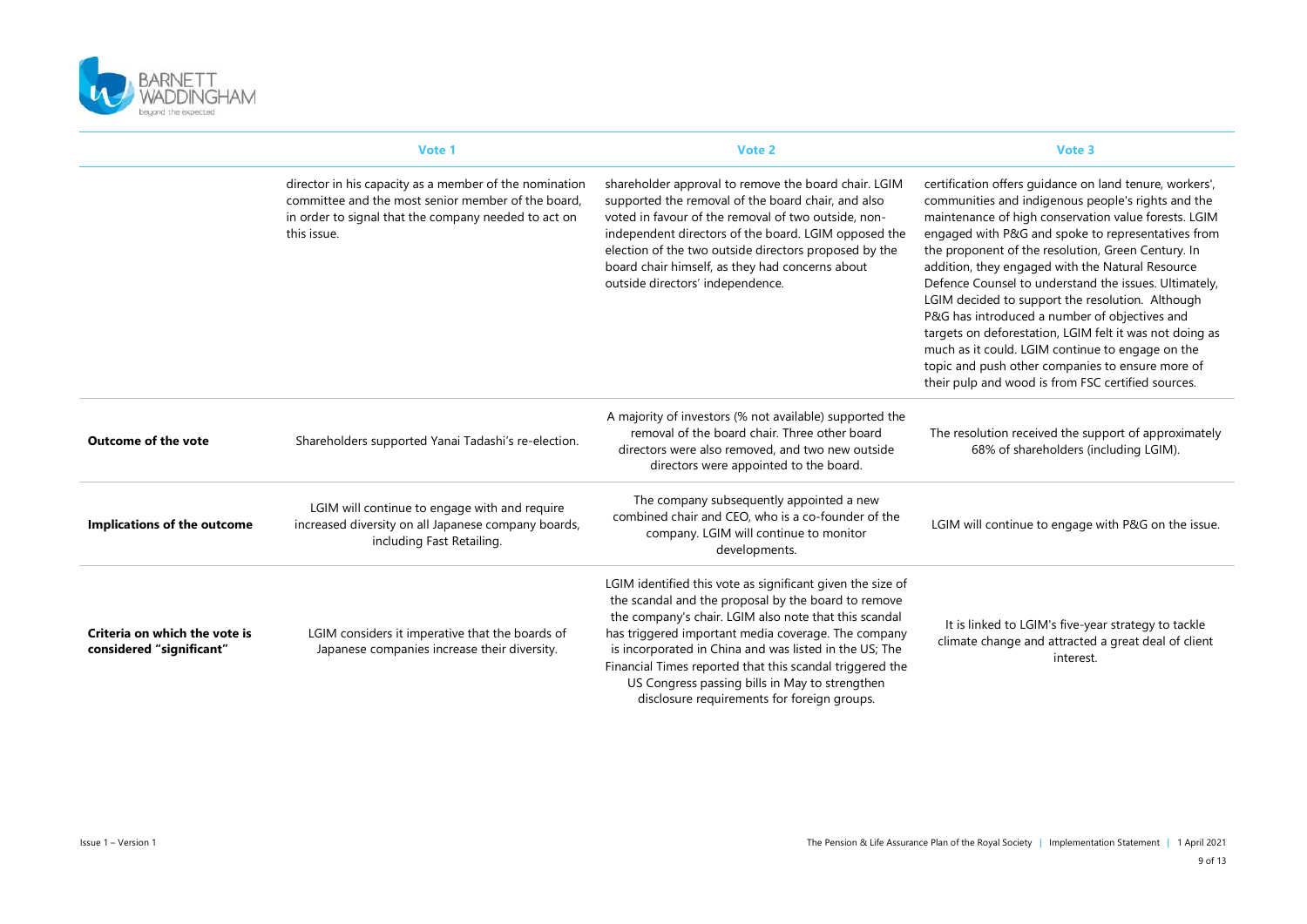| | Vote 1 | Vote 2 | Vote 3 |
|---|---|---|---|
| | director in his capacity as a member of the nomination committee and the most senior member of the board, in order to signal that the company needed to act on this issue. | shareholder approval to remove the board chair. LGIM supported the removal of the board chair, and also voted in favour of the removal of two outside, non-independent directors of the board. LGIM opposed the election of the two outside directors proposed by the board chair himself, as they had concerns about outside directors' independence. | certification offers guidance on land tenure, workers', communities and indigenous people's rights and the maintenance of high conservation value forests. LGIM engaged with P&G and spoke to representatives from the proponent of the resolution, Green Century. In addition, they engaged with the Natural Resource Defence Counsel to understand the issues. Ultimately, LGIM decided to support the resolution. Although P&G has introduced a number of objectives and targets on deforestation, LGIM felt it was not doing as much as it could. LGIM continue to engage on the topic and push other companies to ensure more of their pulp and wood is from FSC certified sources. |
| **Outcome of the vote** | Shareholders supported Yanai Tadashi's re-election. | A majority of investors (% not available) supported the removal of the board chair. Three other board directors were also removed, and two new outside directors were appointed to the board. | The resolution received the support of approximately 68% of shareholders (including LGIM). |
| **Implications of the outcome** | LGIM will continue to engage with and require increased diversity on all Japanese company boards, including Fast Retailing. | The company subsequently appointed a new combined chair and CEO, who is a co-founder of the company. LGIM will continue to monitor developments. | LGIM will continue to engage with P&G on the issue. |
| **Criteria on which the vote is considered "significant"** | LGIM considers it imperative that the boards of Japanese companies increase their diversity. | LGIM identified this vote as significant given the size of the scandal and the proposal by the board to remove the company's chair. LGIM also note that this scandal has triggered important media coverage. The company is incorporated in China and was listed in the US; The Financial Times reported that this scandal triggered the US Congress passing bills in May to strengthen disclosure requirements for foreign groups. | It is linked to LGIM's five-year strategy to tackle climate change and attracted a great deal of client interest. |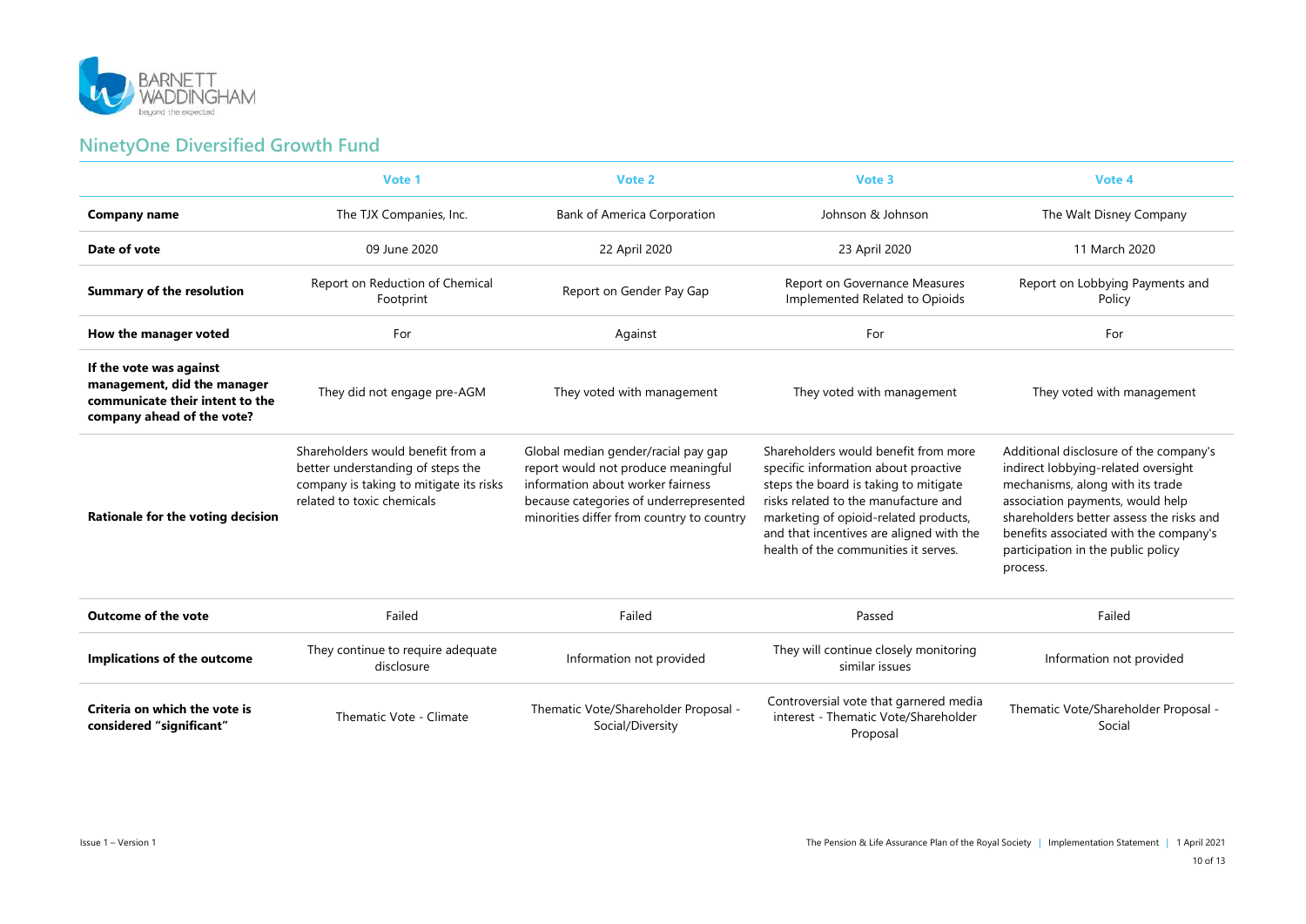## NinetyOne Diversified Growth Fund

| | Vote 1 | Vote 2 | Vote 3 | Vote 4 |
|---|---|---|---|---|
| **Company name** | The TJX Companies, Inc. | Bank of America Corporation | Johnson & Johnson | The Walt Disney Company |
| **Date of vote** | 09 June 2020 | 22 April 2020 | 23 April 2020 | 11 March 2020 |
| **Summary of the resolution** | Report on Reduction of Chemical Footprint | Report on Gender Pay Gap | Report on Governance Measures Implemented Related to Opioids | Report on Lobbying Payments and Policy |
| **How the manager voted** | For | Against | For | For |
| **If the vote was against management, did the manager communicate their intent to the company ahead of the vote?** | They did not engage pre-AGM | They voted with management | They voted with management | They voted with management |
| **Rationale for the voting decision** | Shareholders would benefit from a better understanding of steps the company is taking to mitigate its risks related to toxic chemicals | Global median gender/racial pay gap report would not produce meaningful information about worker fairness because categories of underrepresented minorities differ from country to country | Shareholders would benefit from more specific information about proactive steps the board is taking to mitigate risks related to the manufacture and marketing of opioid-related products, and that incentives are aligned with the health of the communities it serves. | Additional disclosure of the company's indirect lobbying-related oversight mechanisms, along with its trade association payments, would help shareholders better assess the risks and benefits associated with the company's participation in the public policy process. |
| **Outcome of the vote** | Failed | Failed | Passed | Failed |
| **Implications of the outcome** | They continue to require adequate disclosure | Information not provided | They will continue closely monitoring similar issues | Information not provided |
| **Criteria on which the vote is considered "significant"** | Thematic Vote - Climate | Thematic Vote/Shareholder Proposal - Social/Diversity | Controversial vote that garnered media interest - Thematic Vote/Shareholder Proposal | Thematic Vote/Shareholder Proposal - Social |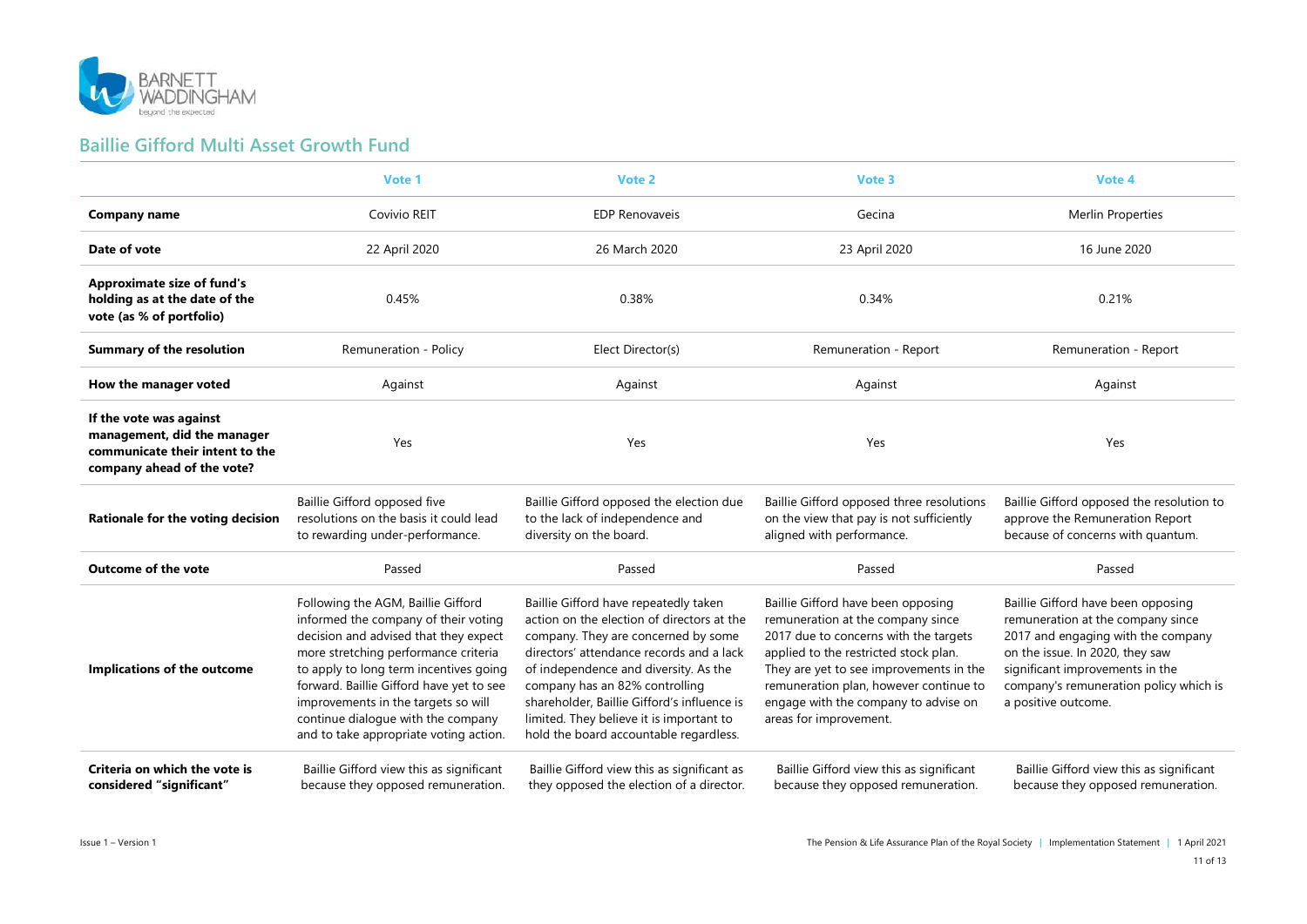## Baillie Gifford Multi Asset Growth Fund

| | Vote 1 | Vote 2 | Vote 3 | Vote 4 |
|---|---|---|---|---|
| **Company name** | Covivio REIT | EDP Renovaveis | Gecina | Merlin Properties |
| **Date of vote** | 22 April 2020 | 26 March 2020 | 23 April 2020 | 16 June 2020 |
| **Approximate size of fund's holding as at the date of the vote (as % of portfolio)** | 0.45% | 0.38% | 0.34% | 0.21% |
| **Summary of the resolution** | Remuneration - Policy | Elect Director(s) | Remuneration - Report | Remuneration - Report |
| **How the manager voted** | Against | Against | Against | Against |
| **If the vote was against management, did the manager communicate their intent to the company ahead of the vote?** | Yes | Yes | Yes | Yes |
| **Rationale for the voting decision** | Baillie Gifford opposed five resolutions on the basis it could lead to rewarding under-performance. | Baillie Gifford opposed the election due to the lack of independence and diversity on the board. | Baillie Gifford opposed three resolutions on the view that pay is not sufficiently aligned with performance. | Baillie Gifford opposed the resolution to approve the Remuneration Report because of concerns with quantum. |
| **Outcome of the vote** | Passed | Passed | Passed | Passed |
| **Implications of the outcome** | Following the AGM, Baillie Gifford informed the company of their voting decision and advised that they expect more stretching performance criteria to apply to long term incentives going forward. Baillie Gifford have yet to see improvements in the targets so will continue dialogue with the company and to take appropriate voting action. | Baillie Gifford have repeatedly taken action on the election of directors at the company. They are concerned by some directors' attendance records and a lack of independence and diversity. As the company has an 82% controlling shareholder, Baillie Gifford's influence is limited. They believe it is important to hold the board accountable regardless. | Baillie Gifford have been opposing remuneration at the company since 2017 due to concerns with the targets applied to the restricted stock plan. They are yet to see improvements in the remuneration plan, however continue to engage with the company to advise on areas for improvement. | Baillie Gifford have been opposing remuneration at the company since 2017 and engaging with the company on the issue. In 2020, they saw significant improvements in the company's remuneration policy which is a positive outcome. |
| **Criteria on which the vote is considered "significant"** | Baillie Gifford view this as significant because they opposed remuneration. | Baillie Gifford view this as significant as they opposed the election of a director. | Baillie Gifford view this as significant because they opposed remuneration. | Baillie Gifford view this as significant because they opposed remuneration. |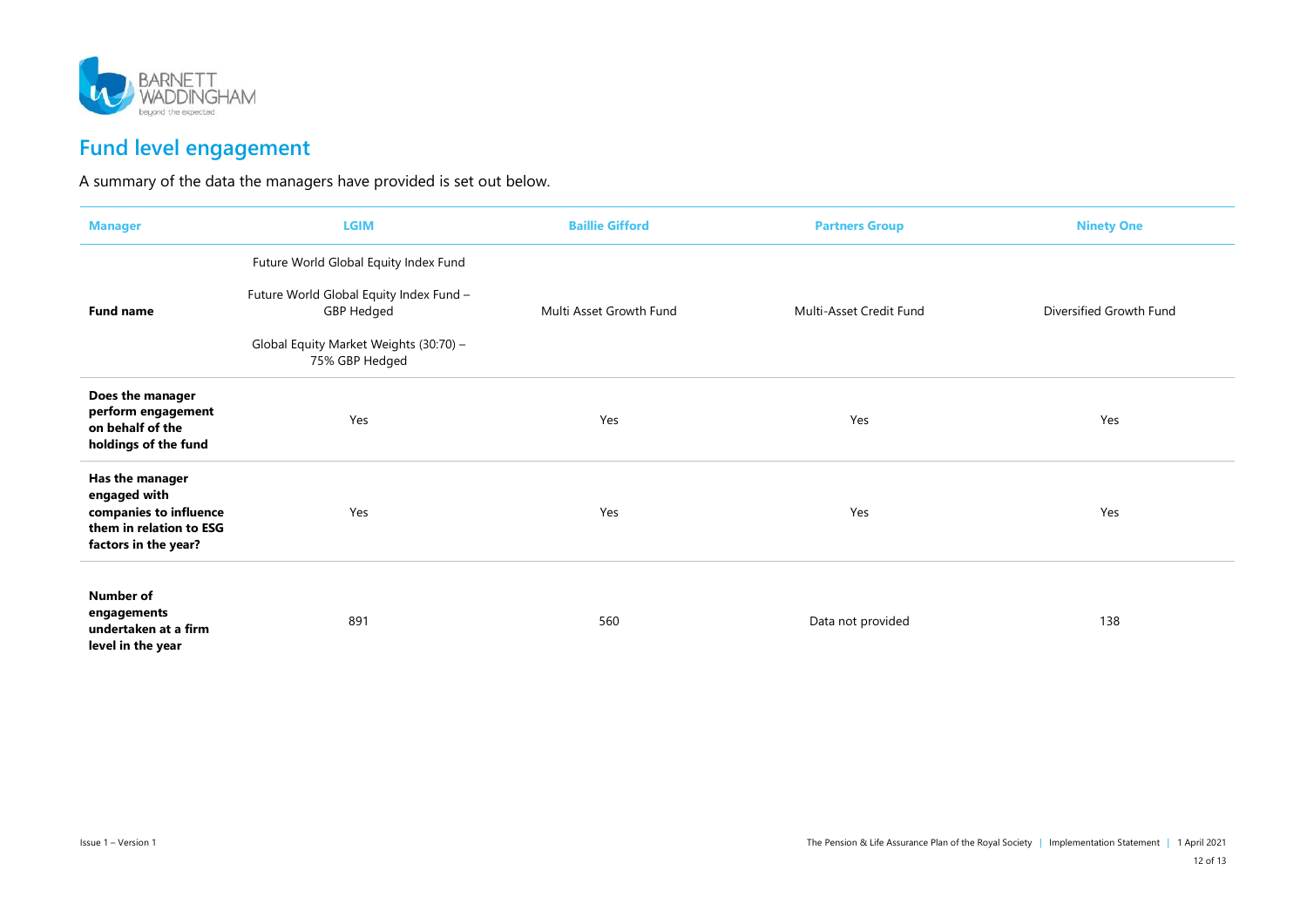## Fund level engagement

A summary of the data the managers have provided is set out below.

| Manager | LGIM | Baillie Gifford | Partners Group | Ninety One |
|---|---|---|---|---|
| **Fund name** | Future World Global Equity Index Fund<br><br>Future World Global Equity Index Fund – GBP Hedged<br><br>Global Equity Market Weights (30:70) – 75% GBP Hedged | Multi Asset Growth Fund | Multi-Asset Credit Fund | Diversified Growth Fund |
| **Does the manager perform engagement on behalf of the holdings of the fund** | Yes | Yes | Yes | Yes |
| **Has the manager engaged with companies to influence them in relation to ESG factors in the year?** | Yes | Yes | Yes | Yes |
| **Number of engagements undertaken at a firm level in the year** | 891 | 560 | Data not provided | 138 |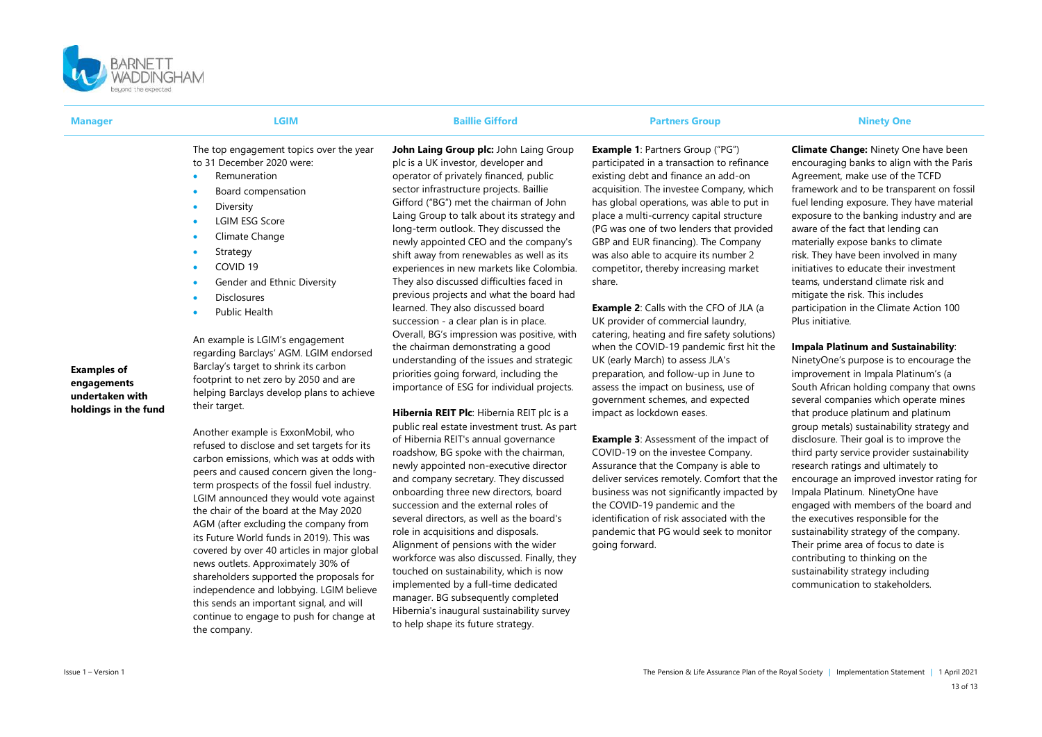| Manager | LGIM | Baillie Gifford | Partners Group | Ninety One |
|---|---|---|---|---|
| **Examples of engagements undertaken with holdings in the fund** | The top engagement topics over the year to 31 December 2020 were:<br>• Remuneration<br>• Board compensation<br>• Diversity<br>• LGIM ESG Score<br>• Climate Change<br>• Strategy<br>• COVID 19<br>• Gender and Ethnic Diversity<br>• Disclosures<br>• Public Health<br><br>An example is LGIM's engagement regarding Barclays' AGM. LGIM endorsed Barclay's target to shrink its carbon footprint to net zero by 2050 and are helping Barclays develop plans to achieve their target.<br><br>Another example is ExxonMobil, who refused to disclose and set targets for its carbon emissions, which was at odds with peers and caused concern given the long-term prospects of the fossil fuel industry. LGIM announced they would vote against the chair of the board at the May 2020 AGM (after excluding the company from its Future World funds in 2019). This was covered by over 40 articles in major global news outlets. Approximately 30% of shareholders supported the proposals for independence and lobbying. LGIM believe this sends an important signal, and will continue to engage to push for change at the company. | **John Laing Group plc:** John Laing Group plc is a UK investor, developer and operator of privately financed, public sector infrastructure projects. Baillie Gifford ("BG") met the chairman of John Laing Group to talk about its strategy and long-term outlook. They discussed the newly appointed CEO and the company's shift away from renewables as well as its experiences in new markets like Colombia. They also discussed difficulties faced in previous projects and what the board had learned. They also discussed board succession - a clear plan is in place. Overall, BG's impression was positive, with the chairman demonstrating a good understanding of the issues and strategic priorities going forward, including the importance of ESG for individual projects.<br><br>**Hibernia REIT Plc**: Hibernia REIT plc is a public real estate investment trust. As part of Hibernia REIT's annual governance roadshow, BG spoke with the chairman, newly appointed non-executive director and company secretary. They discussed onboarding three new directors, board succession and the external roles of several directors, as well as the board's role in acquisitions and disposals. Alignment of pensions with the wider workforce was also discussed. Finally, they touched on sustainability, which is now implemented by a full-time dedicated manager. BG subsequently completed Hibernia's inaugural sustainability survey to help shape its future strategy. | **Example 1**: Partners Group ("PG") participated in a transaction to refinance existing debt and finance an add-on acquisition. The investee Company, which has global operations, was able to put in place a multi-currency capital structure (PG was one of two lenders that provided GBP and EUR financing). The Company was also able to acquire its number 2 competitor, thereby increasing market share.<br><br>**Example 2**: Calls with the CFO of JLA (a UK provider of commercial laundry, catering, heating and fire safety solutions) when the COVID-19 pandemic first hit the UK (early March) to assess JLA's preparation, and follow-up in June to assess the impact on business, use of government schemes, and expected impact as lockdown eases.<br><br>**Example 3**: Assessment of the impact of COVID-19 on the investee Company. Assurance that the Company is able to deliver services remotely. Comfort that the business was not significantly impacted by the COVID-19 pandemic and the identification of risk associated with the pandemic that PG would seek to monitor going forward. | **Climate Change:** Ninety One have been encouraging banks to align with the Paris Agreement, make use of the TCFD framework and to be transparent on fossil fuel lending exposure. They have material exposure to the banking industry and are aware of the fact that lending can materially expose banks to climate risk. They have been involved in many initiatives to educate their investment teams, understand climate risk and mitigate the risk. This includes participation in the Climate Action 100 Plus initiative.<br><br>**Impala Platinum and Sustainability**: NinetyOne's purpose is to encourage the improvement in Impala Platinum's (a South African holding company that owns several companies which operate mines that produce platinum and platinum group metals) sustainability strategy and disclosure. Their goal is to improve the third party service provider sustainability research ratings and ultimately to encourage an improved investor rating for Impala Platinum. NinetyOne have engaged with members of the board and the executives responsible for the sustainability strategy of the company. Their prime area of focus to date is contributing to thinking on the sustainability strategy including communication to stakeholders. |